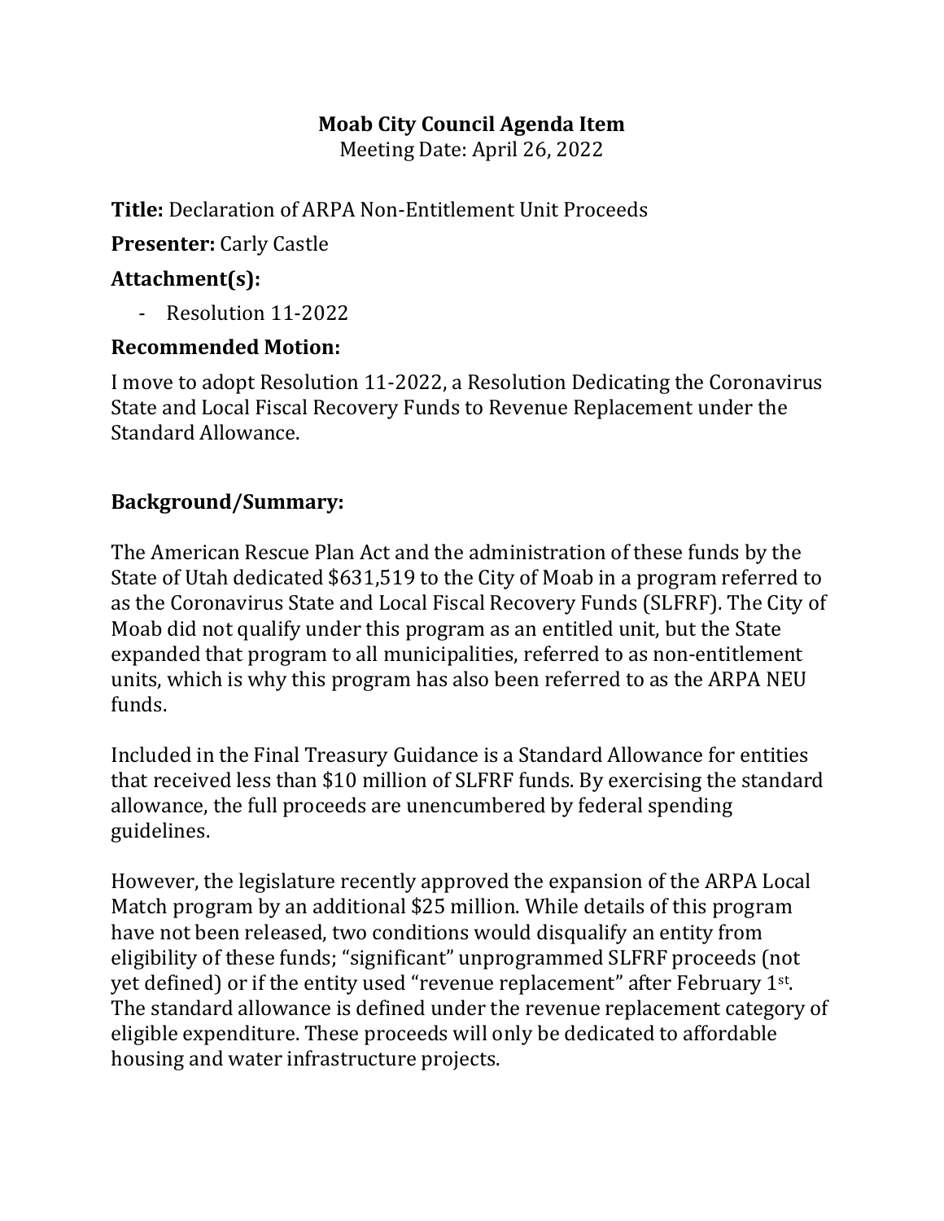**Moab City Council Agenda Item**
Meeting Date: April 26, 2022

**Title:** Declaration of ARPA Non-Entitlement Unit Proceeds

**Presenter:** Carly Castle

### Attachment(s):

- Resolution 11-2022

### Recommended Motion:

I move to adopt Resolution 11-2022, a Resolution Dedicating the Coronavirus State and Local Fiscal Recovery Funds to Revenue Replacement under the Standard Allowance.

### Background/Summary:

The American Rescue Plan Act and the administration of these funds by the State of Utah dedicated $631,519 to the City of Moab in a program referred to as the Coronavirus State and Local Fiscal Recovery Funds (SLFRF). The City of Moab did not qualify under this program as an entitled unit, but the State expanded that program to all municipalities, referred to as non-entitlement units, which is why this program has also been referred to as the ARPA NEU funds.

Included in the Final Treasury Guidance is a Standard Allowance for entities that received less than $10 million of SLFRF funds. By exercising the standard allowance, the full proceeds are unencumbered by federal spending guidelines.

However, the legislature recently approved the expansion of the ARPA Local Match program by an additional $25 million. While details of this program have not been released, two conditions would disqualify an entity from eligibility of these funds; "significant" unprogrammed SLFRF proceeds (not yet defined) or if the entity used "revenue replacement" after February 1st. The standard allowance is defined under the revenue replacement category of eligible expenditure. These proceeds will only be dedicated to affordable housing and water infrastructure projects.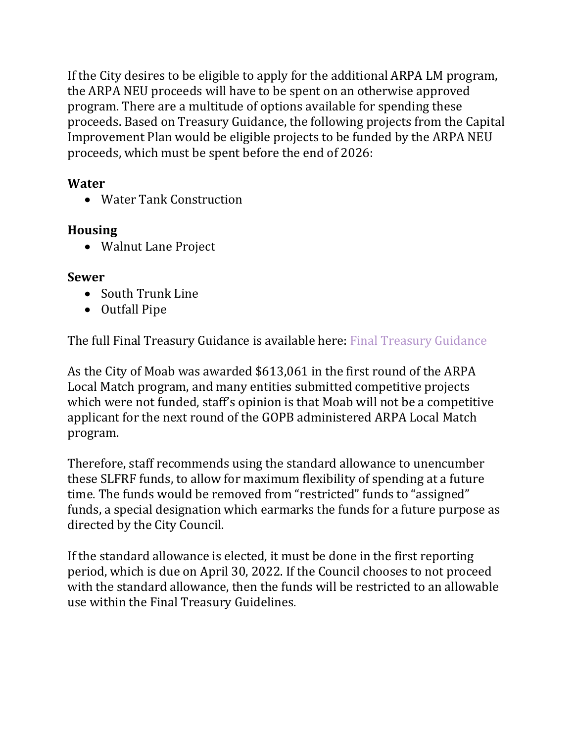If the City desires to be eligible to apply for the additional ARPA LM program, the ARPA NEU proceeds will have to be spent on an otherwise approved program. There are a multitude of options available for spending these proceeds. Based on Treasury Guidance, the following projects from the Capital Improvement Plan would be eligible projects to be funded by the ARPA NEU proceeds, which must be spent before the end of 2026:

**Water**

- Water Tank Construction

**Housing**

- Walnut Lane Project

**Sewer**

- South Trunk Line
- Outfall Pipe

The full Final Treasury Guidance is available here: Final Treasury Guidance

As the City of Moab was awarded $613,061 in the first round of the ARPA Local Match program, and many entities submitted competitive projects which were not funded, staff's opinion is that Moab will not be a competitive applicant for the next round of the GOPB administered ARPA Local Match program.

Therefore, staff recommends using the standard allowance to unencumber these SLFRF funds, to allow for maximum flexibility of spending at a future time. The funds would be removed from "restricted" funds to "assigned" funds, a special designation which earmarks the funds for a future purpose as directed by the City Council.

If the standard allowance is elected, it must be done in the first reporting period, which is due on April 30, 2022. If the Council chooses to not proceed with the standard allowance, then the funds will be restricted to an allowable use within the Final Treasury Guidelines.